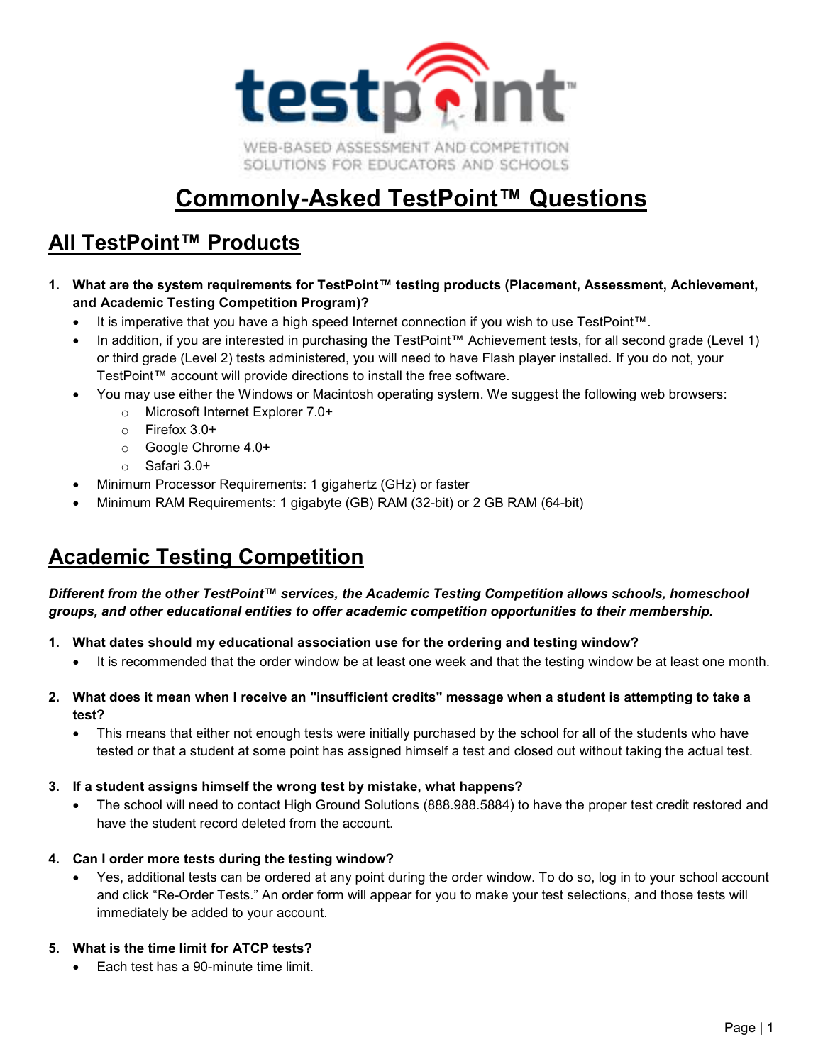testpoint™

WEB-BASED ASSESSMENT AND COMPETITION SOLUTIONS FOR EDUCATORS AND SCHOOLS

# Commonly-Asked TestPoint™ Questions

## All TestPoint™ Products

1. **What are the system requirements for TestPoint™ testing products (Placement, Assessment, Achievement, and Academic Testing Competition Program)?**
   - It is imperative that you have a high speed Internet connection if you wish to use TestPoint™.
   - In addition, if you are interested in purchasing the TestPoint™ Achievement tests, for all second grade (Level 1) or third grade (Level 2) tests administered, you will need to have Flash player installed. If you do not, your TestPoint™ account will provide directions to install the free software.
   - You may use either the Windows or Macintosh operating system. We suggest the following web browsers:
     - Microsoft Internet Explorer 7.0+
     - Firefox 3.0+
     - Google Chrome 4.0+
     - Safari 3.0+
   - Minimum Processor Requirements: 1 gigahertz (GHz) or faster
   - Minimum RAM Requirements: 1 gigabyte (GB) RAM (32-bit) or 2 GB RAM (64-bit)

## Academic Testing Competition

***Different from the other TestPoint™ services, the Academic Testing Competition allows schools, homeschool groups, and other educational entities to offer academic competition opportunities to their membership.***

1. **What dates should my educational association use for the ordering and testing window?**
   - It is recommended that the order window be at least one week and that the testing window be at least one month.

2. **What does it mean when I receive an "insufficient credits" message when a student is attempting to take a test?**
   - This means that either not enough tests were initially purchased by the school for all of the students who have tested or that a student at some point has assigned himself a test and closed out without taking the actual test.

3. **If a student assigns himself the wrong test by mistake, what happens?**
   - The school will need to contact High Ground Solutions (888.988.5884) to have the proper test credit restored and have the student record deleted from the account.

4. **Can I order more tests during the testing window?**
   - Yes, additional tests can be ordered at any point during the order window. To do so, log in to your school account and click "Re-Order Tests." An order form will appear for you to make your test selections, and those tests will immediately be added to your account.

5. **What is the time limit for ATCP tests?**
   - Each test has a 90-minute time limit.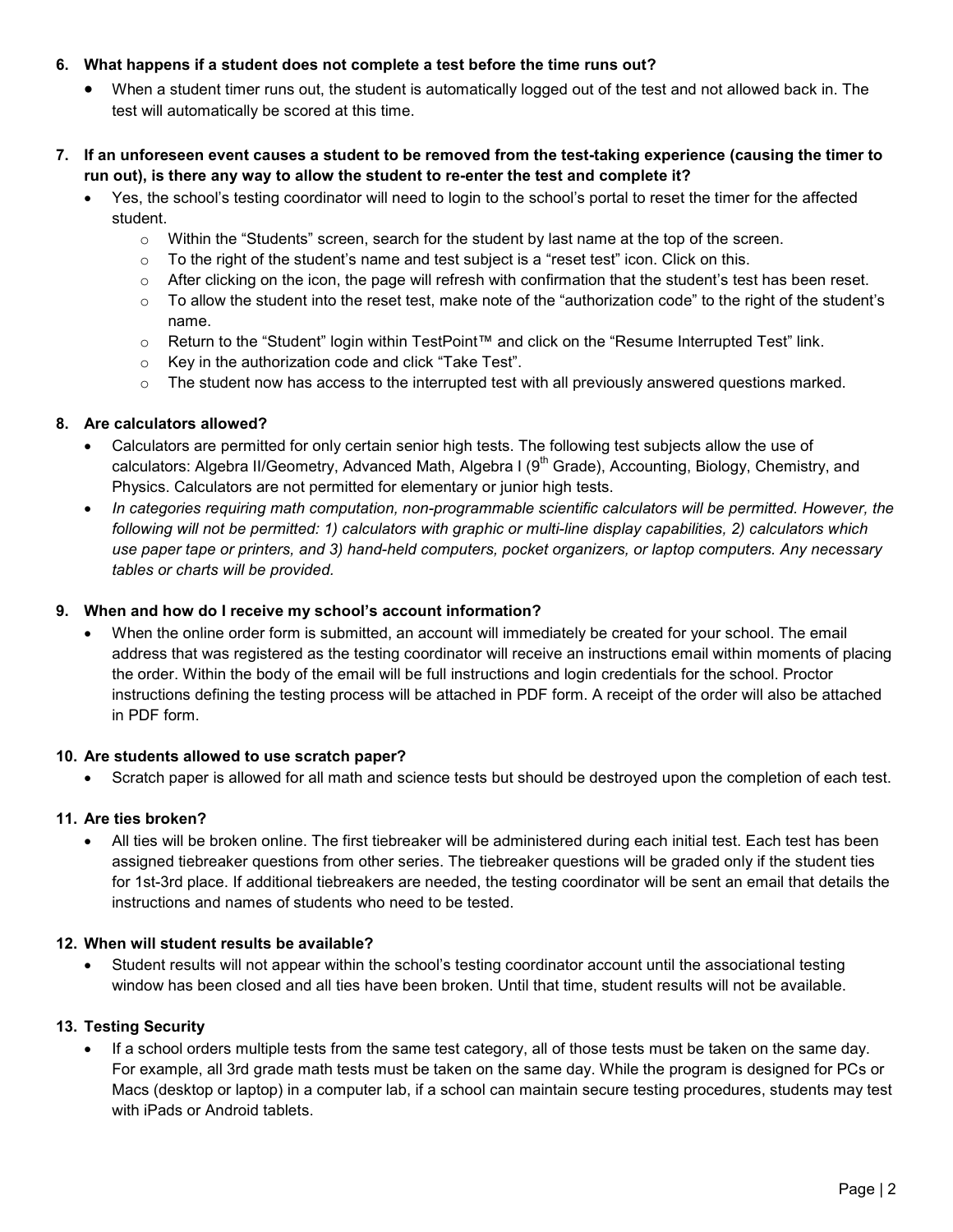6. **What happens if a student does not complete a test before the time runs out?**
   - When a student timer runs out, the student is automatically logged out of the test and not allowed back in. The test will automatically be scored at this time.

7. **If an unforeseen event causes a student to be removed from the test-taking experience (causing the timer to run out), is there any way to allow the student to re-enter the test and complete it?**
   - Yes, the school's testing coordinator will need to login to the school's portal to reset the timer for the affected student.
     - Within the "Students" screen, search for the student by last name at the top of the screen.
     - To the right of the student's name and test subject is a "reset test" icon. Click on this.
     - After clicking on the icon, the page will refresh with confirmation that the student's test has been reset.
     - To allow the student into the reset test, make note of the "authorization code" to the right of the student's name.
     - Return to the "Student" login within TestPoint™ and click on the "Resume Interrupted Test" link.
     - Key in the authorization code and click "Take Test".
     - The student now has access to the interrupted test with all previously answered questions marked.

8. **Are calculators allowed?**
   - Calculators are permitted for only certain senior high tests. The following test subjects allow the use of calculators: Algebra II/Geometry, Advanced Math, Algebra I (9th Grade), Accounting, Biology, Chemistry, and Physics. Calculators are not permitted for elementary or junior high tests.
   - *In categories requiring math computation, non-programmable scientific calculators will be permitted. However, the following will not be permitted: 1) calculators with graphic or multi-line display capabilities, 2) calculators which use paper tape or printers, and 3) hand-held computers, pocket organizers, or laptop computers. Any necessary tables or charts will be provided.*

9. **When and how do I receive my school's account information?**
   - When the online order form is submitted, an account will immediately be created for your school. The email address that was registered as the testing coordinator will receive an instructions email within moments of placing the order. Within the body of the email will be full instructions and login credentials for the school. Proctor instructions defining the testing process will be attached in PDF form. A receipt of the order will also be attached in PDF form.

10. **Are students allowed to use scratch paper?**
    - Scratch paper is allowed for all math and science tests but should be destroyed upon the completion of each test.

11. **Are ties broken?**
    - All ties will be broken online. The first tiebreaker will be administered during each initial test. Each test has been assigned tiebreaker questions from other series. The tiebreaker questions will be graded only if the student ties for 1st-3rd place. If additional tiebreakers are needed, the testing coordinator will be sent an email that details the instructions and names of students who need to be tested.

12. **When will student results be available?**
    - Student results will not appear within the school's testing coordinator account until the associational testing window has been closed and all ties have been broken. Until that time, student results will not be available.

13. **Testing Security**
    - If a school orders multiple tests from the same test category, all of those tests must be taken on the same day. For example, all 3rd grade math tests must be taken on the same day. While the program is designed for PCs or Macs (desktop or laptop) in a computer lab, if a school can maintain secure testing procedures, students may test with iPads or Android tablets.